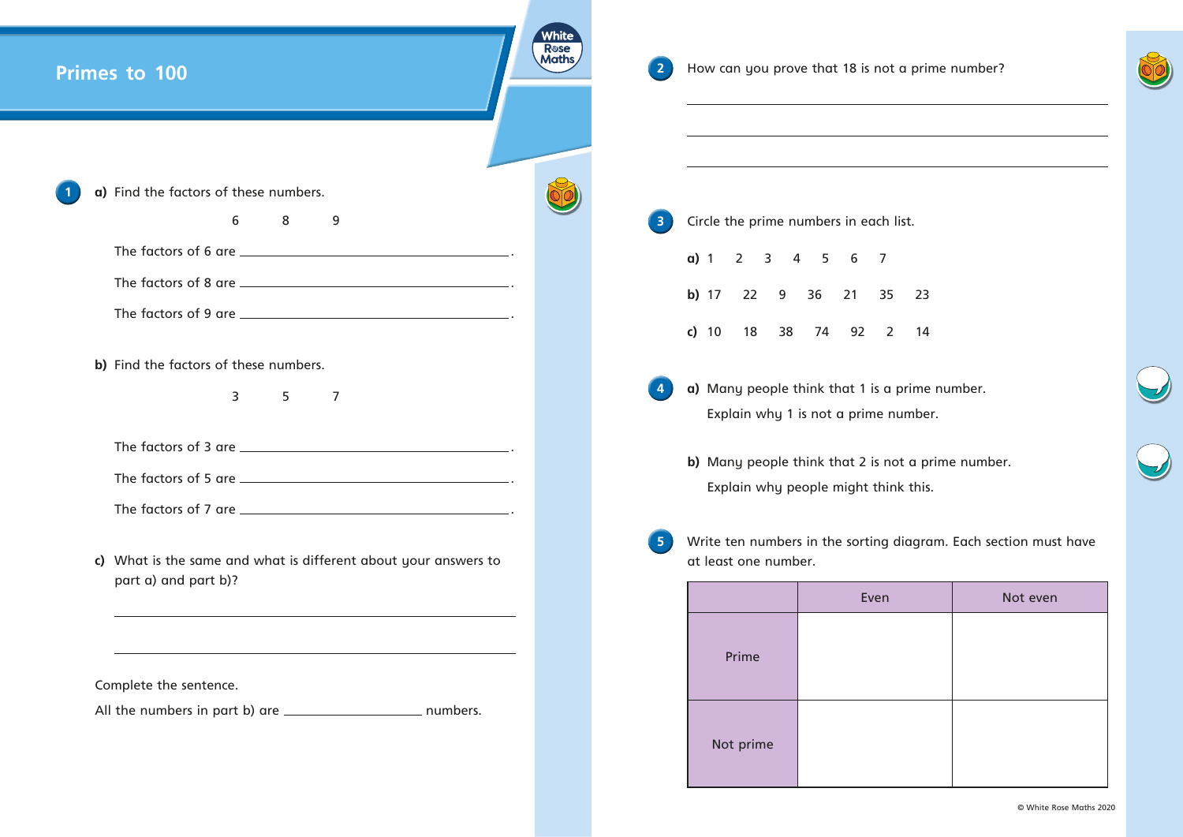# Primes to 100

**1** **a)** Find the factors of these numbers.

6 8 9

The factors of 6 are \_\_\_\_\_\_\_\_\_\_\_\_\_\_\_\_\_\_\_\_\_\_\_\_\_\_\_\_.

The factors of 8 are \_\_\_\_\_\_\_\_\_\_\_\_\_\_\_\_\_\_\_\_\_\_\_\_\_\_\_\_.

The factors of 9 are \_\_\_\_\_\_\_\_\_\_\_\_\_\_\_\_\_\_\_\_\_\_\_\_\_\_\_\_.

**b)** Find the factors of these numbers.

3 5 7

The factors of 3 are \_\_\_\_\_\_\_\_\_\_\_\_\_\_\_\_\_\_\_\_\_\_\_\_\_\_\_\_.

The factors of 5 are \_\_\_\_\_\_\_\_\_\_\_\_\_\_\_\_\_\_\_\_\_\_\_\_\_\_\_\_.

The factors of 7 are \_\_\_\_\_\_\_\_\_\_\_\_\_\_\_\_\_\_\_\_\_\_\_\_\_\_\_\_.

**c)** What is the same and what is different about your answers to part a) and part b)?

\_\_\_\_\_\_\_\_\_\_\_\_\_\_\_\_\_\_\_\_\_\_\_\_\_\_\_\_\_\_\_\_\_\_\_\_\_\_\_\_

\_\_\_\_\_\_\_\_\_\_\_\_\_\_\_\_\_\_\_\_\_\_\_\_\_\_\_\_\_\_\_\_\_\_\_\_\_\_\_\_

Complete the sentence.

All the numbers in part b) are \_\_\_\_\_\_\_\_\_\_\_\_\_\_\_\_ numbers.

**2** How can you prove that 18 is not a prime number?

\_\_\_\_\_\_\_\_\_\_\_\_\_\_\_\_\_\_\_\_\_\_\_\_\_\_\_\_\_\_\_\_\_\_\_\_\_\_\_\_

\_\_\_\_\_\_\_\_\_\_\_\_\_\_\_\_\_\_\_\_\_\_\_\_\_\_\_\_\_\_\_\_\_\_\_\_\_\_\_\_

\_\_\_\_\_\_\_\_\_\_\_\_\_\_\_\_\_\_\_\_\_\_\_\_\_\_\_\_\_\_\_\_\_\_\_\_\_\_\_\_

**3** Circle the prime numbers in each list.

**a)** 1 2 3 4 5 6 7

**b)** 17 22 9 36 21 35 23

**c)** 10 18 38 74 92 2 14

**4** **a)** Many people think that 1 is a prime number.

Explain why 1 is not a prime number.

**b)** Many people think that 2 is not a prime number.

Explain why people might think this.

**5** Write ten numbers in the sorting diagram. Each section must have at least one number.

| | Even | Not even |
|---|---|---|
| Prime | | |
| Not prime | | |

© White Rose Maths 2020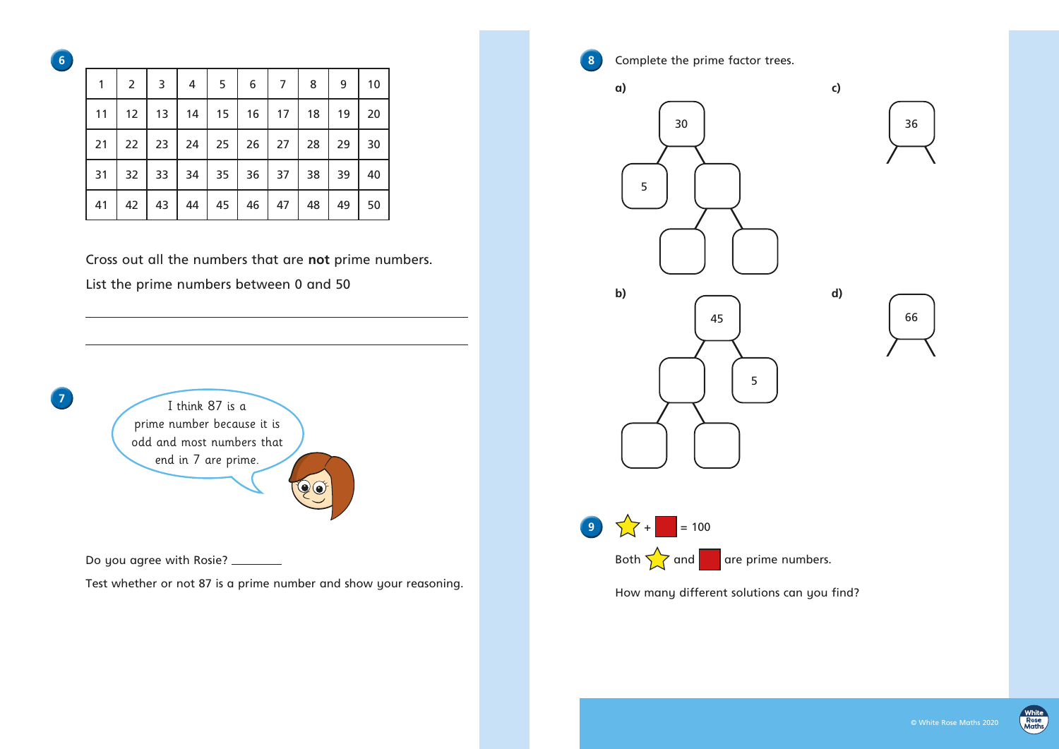**6**

| | | | | | | | | | |
|---|---|---|---|---|---|---|---|---|---|
| 1 | 2 | 3 | 4 | 5 | 6 | 7 | 8 | 9 | 10 |
| 11 | 12 | 13 | 14 | 15 | 16 | 17 | 18 | 19 | 20 |
| 21 | 22 | 23 | 24 | 25 | 26 | 27 | 28 | 29 | 30 |
| 31 | 32 | 33 | 34 | 35 | 36 | 37 | 38 | 39 | 40 |
| 41 | 42 | 43 | 44 | 45 | 46 | 47 | 48 | 49 | 50 |

Cross out all the numbers that are **not** prime numbers.

List the prime numbers between 0 and 50

______________________________________________

______________________________________________

**7**

I think 87 is a prime number because it is odd and most numbers that end in 7 are prime.

Do you agree with Rosie? ________

Test whether or not 87 is a prime number and show your reasoning.

**8** Complete the prime factor trees.

**a)**

30

5 &nbsp;&nbsp; ☐

☐ &nbsp;&nbsp; ☐

**b)**

45

☐ &nbsp;&nbsp; 5

☐ &nbsp;&nbsp; ☐

**c)**

36

**d)**

66

**9** ☆ + ■ = 100

Both ☆ and ■ are prime numbers.

How many different solutions can you find?